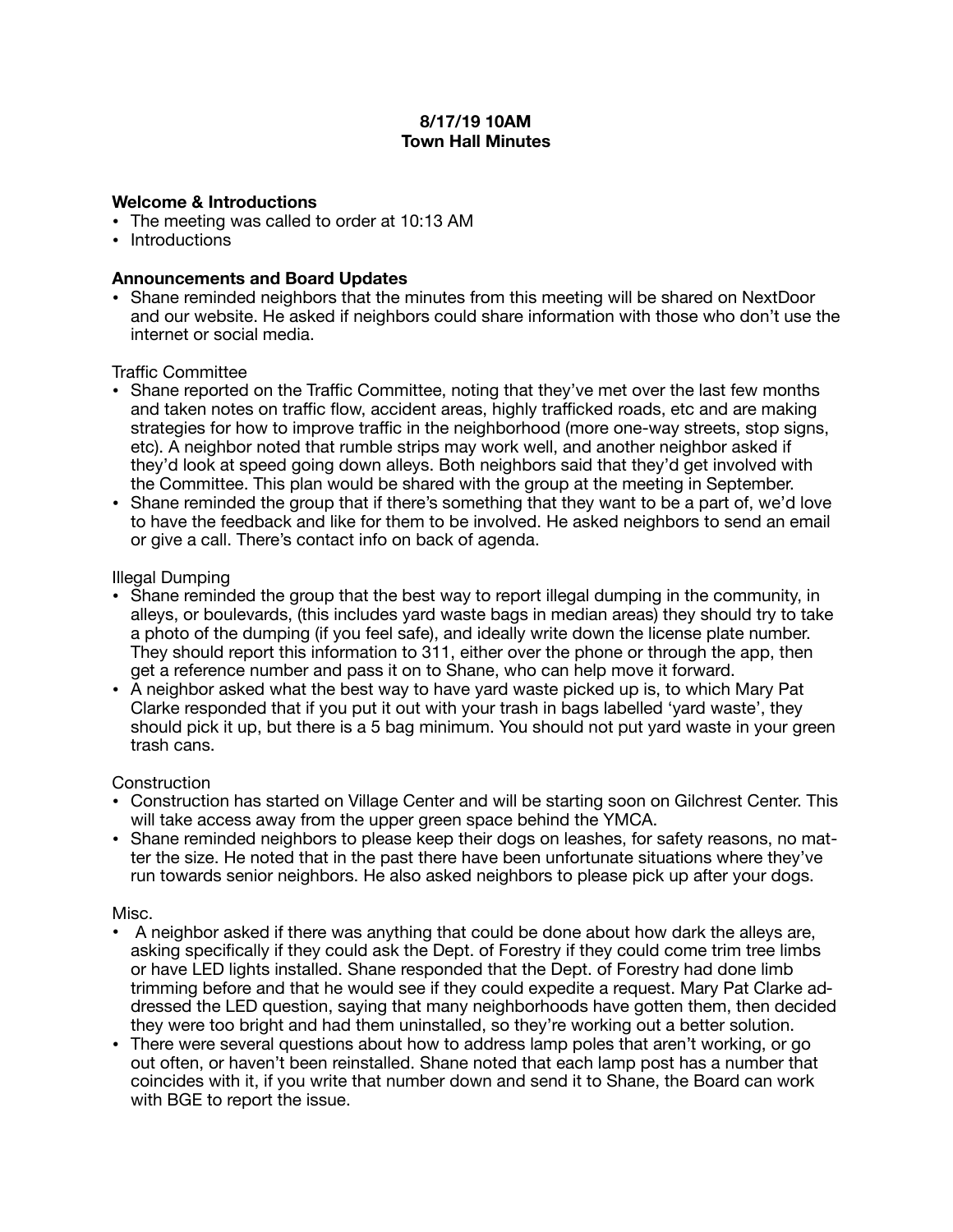**8/17/19 10AM**
**Town Hall Minutes**

**Welcome & Introductions**

- The meeting was called to order at 10:13 AM
- Introductions

**Announcements and Board Updates**

- Shane reminded neighbors that the minutes from this meeting will be shared on NextDoor and our website. He asked if neighbors could share information with those who don't use the internet or social media.

Traffic Committee

- Shane reported on the Traffic Committee, noting that they've met over the last few months and taken notes on traffic flow, accident areas, highly trafficked roads, etc and are making strategies for how to improve traffic in the neighborhood (more one-way streets, stop signs, etc). A neighbor noted that rumble strips may work well, and another neighbor asked if they'd look at speed going down alleys. Both neighbors said that they'd get involved with the Committee. This plan would be shared with the group at the meeting in September.
- Shane reminded the group that if there's something that they want to be a part of, we'd love to have the feedback and like for them to be involved. He asked neighbors to send an email or give a call. There's contact info on back of agenda.

Illegal Dumping

- Shane reminded the group that the best way to report illegal dumping in the community, in alleys, or boulevards, (this includes yard waste bags in median areas) they should try to take a photo of the dumping (if you feel safe), and ideally write down the license plate number. They should report this information to 311, either over the phone or through the app, then get a reference number and pass it on to Shane, who can help move it forward.
- A neighbor asked what the best way to have yard waste picked up is, to which Mary Pat Clarke responded that if you put it out with your trash in bags labelled 'yard waste', they should pick it up, but there is a 5 bag minimum. You should not put yard waste in your green trash cans.

Construction

- Construction has started on Village Center and will be starting soon on Gilchrest Center. This will take access away from the upper green space behind the YMCA.
- Shane reminded neighbors to please keep their dogs on leashes, for safety reasons, no matter the size. He noted that in the past there have been unfortunate situations where they've run towards senior neighbors. He also asked neighbors to please pick up after your dogs.

Misc.

- A neighbor asked if there was anything that could be done about how dark the alleys are, asking specifically if they could ask the Dept. of Forestry if they could come trim tree limbs or have LED lights installed. Shane responded that the Dept. of Forestry had done limb trimming before and that he would see if they could expedite a request. Mary Pat Clarke addressed the LED question, saying that many neighborhoods have gotten them, then decided they were too bright and had them uninstalled, so they're working out a better solution.
- There were several questions about how to address lamp poles that aren't working, or go out often, or haven't been reinstalled. Shane noted that each lamp post has a number that coincides with it, if you write that number down and send it to Shane, the Board can work with BGE to report the issue.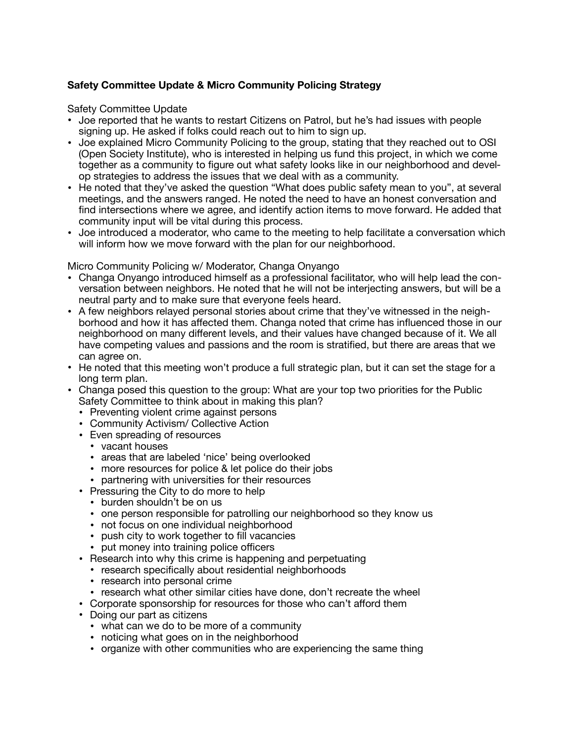**Safety Committee Update & Micro Community Policing Strategy**

Safety Committee Update

- Joe reported that he wants to restart Citizens on Patrol, but he's had issues with people signing up. He asked if folks could reach out to him to sign up.
- Joe explained Micro Community Policing to the group, stating that they reached out to OSI (Open Society Institute), who is interested in helping us fund this project, in which we come together as a community to figure out what safety looks like in our neighborhood and develop strategies to address the issues that we deal with as a community.
- He noted that they've asked the question "What does public safety mean to you", at several meetings, and the answers ranged. He noted the need to have an honest conversation and find intersections where we agree, and identify action items to move forward. He added that community input will be vital during this process.
- Joe introduced a moderator, who came to the meeting to help facilitate a conversation which will inform how we move forward with the plan for our neighborhood.

Micro Community Policing w/ Moderator, Changa Onyango

- Changa Onyango introduced himself as a professional facilitator, who will help lead the conversation between neighbors. He noted that he will not be interjecting answers, but will be a neutral party and to make sure that everyone feels heard.
- A few neighbors relayed personal stories about crime that they've witnessed in the neighborhood and how it has affected them. Changa noted that crime has influenced those in our neighborhood on many different levels, and their values have changed because of it. We all have competing values and passions and the room is stratified, but there are areas that we can agree on.
- He noted that this meeting won't produce a full strategic plan, but it can set the stage for a long term plan.
- Changa posed this question to the group: What are your top two priorities for the Public Safety Committee to think about in making this plan?
  - Preventing violent crime against persons
  - Community Activism/ Collective Action
  - Even spreading of resources
    - vacant houses
    - areas that are labeled 'nice' being overlooked
    - more resources for police & let police do their jobs
    - partnering with universities for their resources
  - Pressuring the City to do more to help
    - burden shouldn't be on us
    - one person responsible for patrolling our neighborhood so they know us
    - not focus on one individual neighborhood
    - push city to work together to fill vacancies
    - put money into training police officers
  - Research into why this crime is happening and perpetuating
    - research specifically about residential neighborhoods
    - research into personal crime
    - research what other similar cities have done, don't recreate the wheel
  - Corporate sponsorship for resources for those who can't afford them
  - Doing our part as citizens
    - what can we do to be more of a community
    - noticing what goes on in the neighborhood
    - organize with other communities who are experiencing the same thing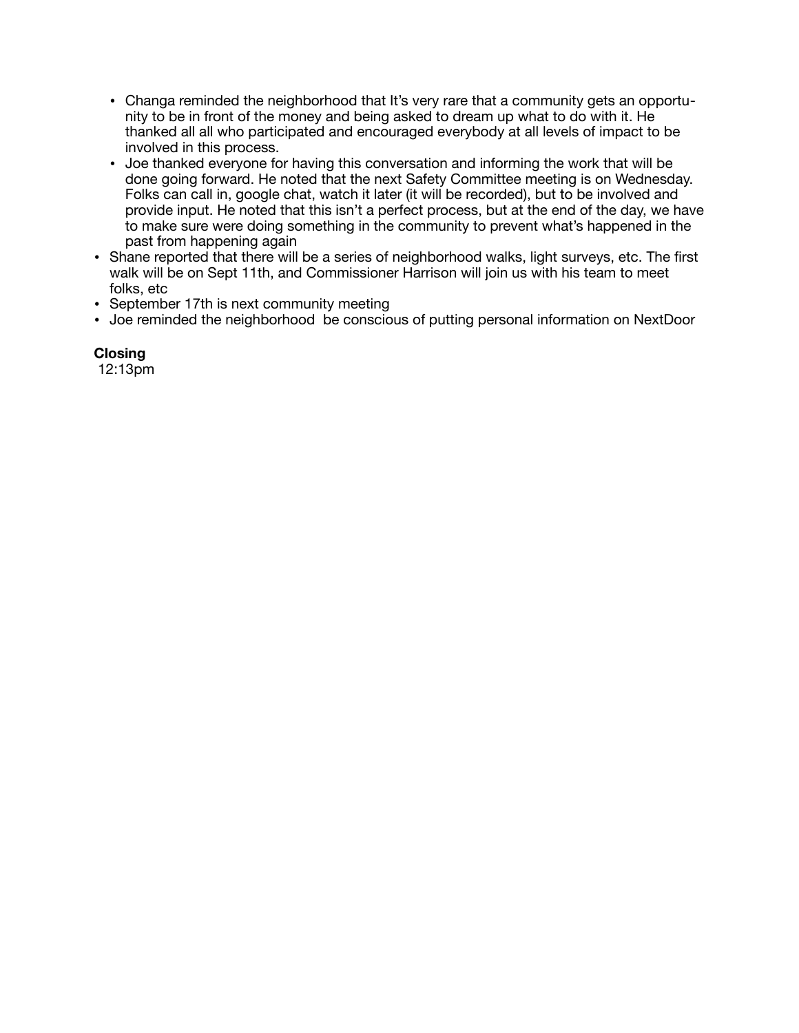- Changa reminded the neighborhood that It's very rare that a community gets an opportunity to be in front of the money and being asked to dream up what to do with it. He thanked all all who participated and encouraged everybody at all levels of impact to be involved in this process.
  - Joe thanked everyone for having this conversation and informing the work that will be done going forward. He noted that the next Safety Committee meeting is on Wednesday. Folks can call in, google chat, watch it later (it will be recorded), but to be involved and provide input. He noted that this isn't a perfect process, but at the end of the day, we have to make sure were doing something in the community to prevent what's happened in the past from happening again
- Shane reported that there will be a series of neighborhood walks, light surveys, etc. The first walk will be on Sept 11th, and Commissioner Harrison will join us with his team to meet folks, etc
- September 17th is next community meeting
- Joe reminded the neighborhood  be conscious of putting personal information on NextDoor

**Closing**

12:13pm